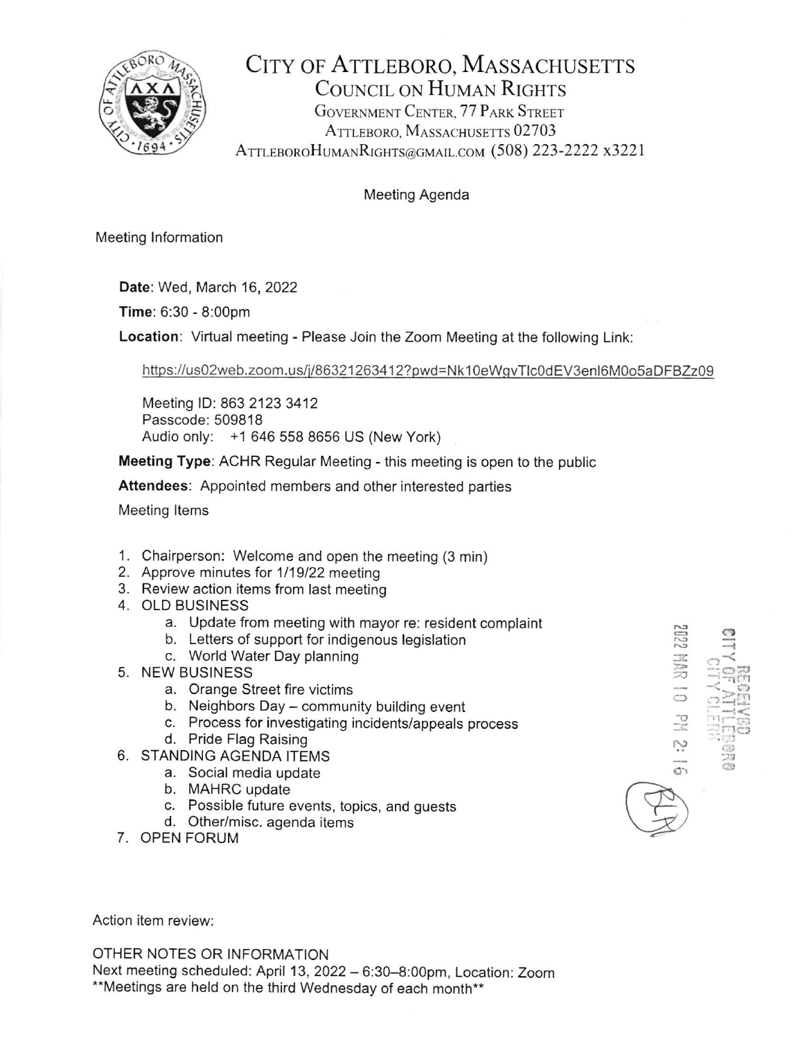# City of Attleboro, Massachusetts

## Council on Human Rights

Government Center, 77 Park Street
Attleboro, Massachusetts 02703
AttleboroHumanRights@gmail.com (508) 223-2222 x3221

Meeting Agenda

Meeting Information

**Date**: Wed, March 16, 2022

**Time**: 6:30 - 8:00pm

**Location**: Virtual meeting - Please Join the Zoom Meeting at the following Link:

https://us02web.zoom.us/j/86321263412?pwd=Nk10eWgvTlc0dEV3enl6M0o5aDFBZz09

Meeting ID: 863 2123 3412
Passcode: 509818
Audio only: +1 646 558 8656 US (New York)

**Meeting Type**: ACHR Regular Meeting - this meeting is open to the public

**Attendees**: Appointed members and other interested parties

Meeting Items

1. Chairperson: Welcome and open the meeting (3 min)
2. Approve minutes for 1/19/22 meeting
3. Review action items from last meeting
4. OLD BUSINESS
   a. Update from meeting with mayor re: resident complaint
   b. Letters of support for indigenous legislation
   c. World Water Day planning
5. NEW BUSINESS
   a. Orange Street fire victims
   b. Neighbors Day – community building event
   c. Process for investigating incidents/appeals process
   d. Pride Flag Raising
6. STANDING AGENDA ITEMS
   a. Social media update
   b. MAHRC update
   c. Possible future events, topics, and guests
   d. Other/misc. agenda items
7. OPEN FORUM

RECEIVED
CITY OF ATTLEBORO
CITY CLERK
2022 MAR 10 PM 2:16

Action item review:

OTHER NOTES OR INFORMATION
Next meeting scheduled: April 13, 2022 – 6:30–8:00pm, Location: Zoom
**Meetings are held on the third Wednesday of each month**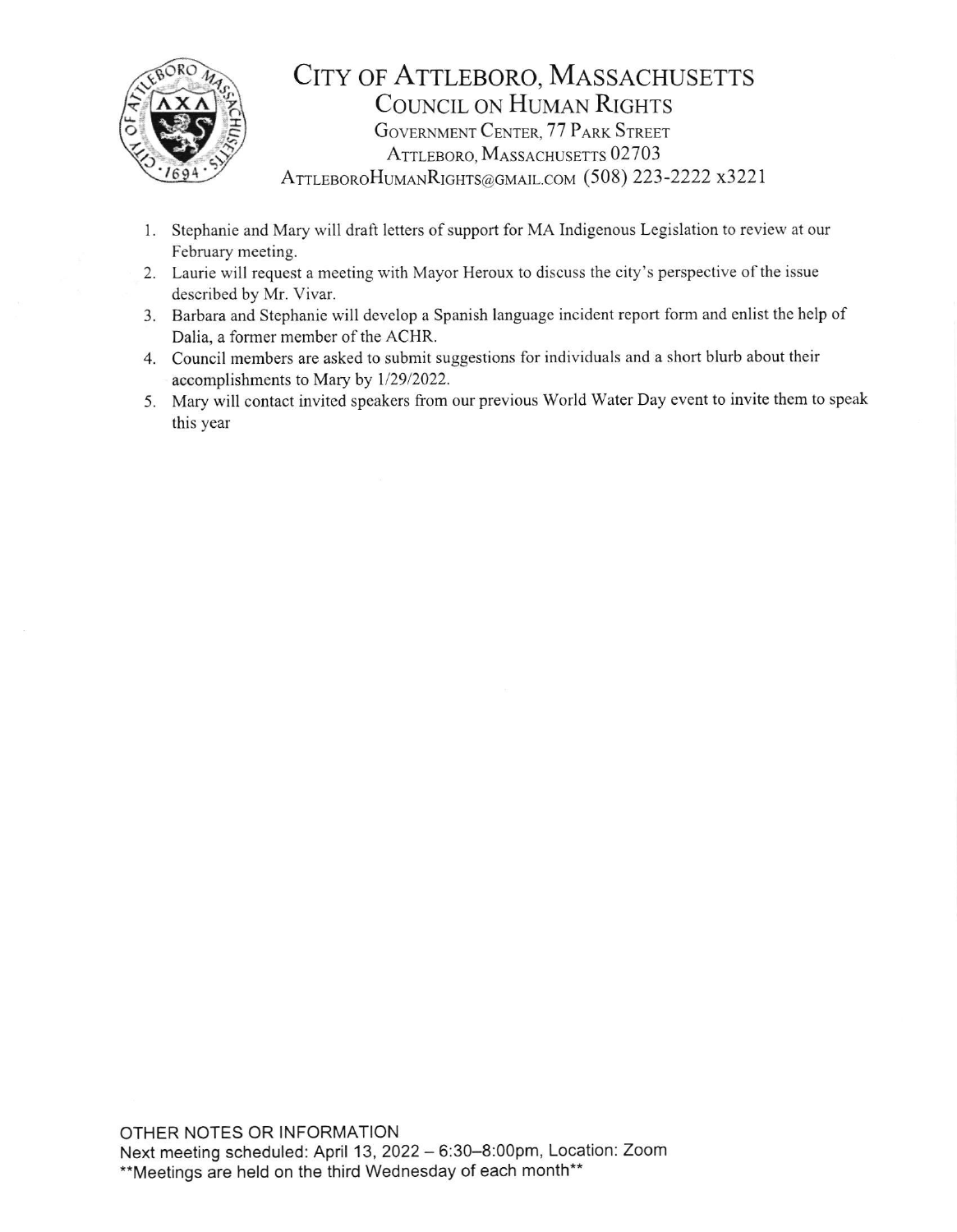1. Stephanie and Mary will draft letters of support for MA Indigenous Legislation to review at our February meeting.
2. Laurie will request a meeting with Mayor Heroux to discuss the city's perspective of the issue described by Mr. Vivar.
3. Barbara and Stephanie will develop a Spanish language incident report form and enlist the help of Dalia, a former member of the ACHR.
4. Council members are asked to submit suggestions for individuals and a short blurb about their accomplishments to Mary by 1/29/2022.
5. Mary will contact invited speakers from our previous World Water Day event to invite them to speak this year

OTHER NOTES OR INFORMATION

Next meeting scheduled: April 13, 2022 – 6:30–8:00pm, Location: Zoom

**Meetings are held on the third Wednesday of each month**